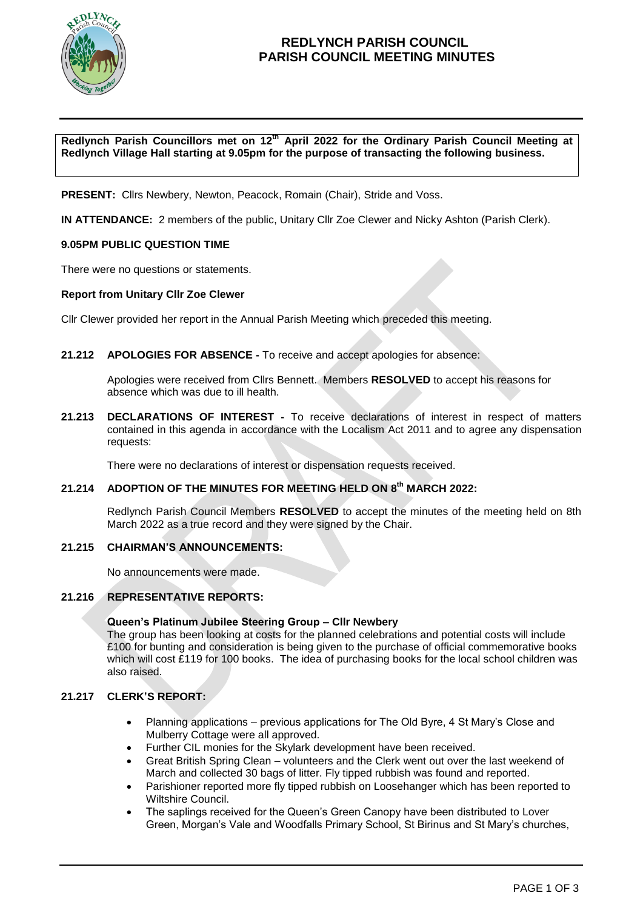# REDLYNCH PARISH COUNCIL
# PARISH COUNCIL MEETING MINUTES

**Redlynch Parish Councillors met on 12th April 2022 for the Ordinary Parish Council Meeting at Redlynch Village Hall starting at 9.05pm for the purpose of transacting the following business.**

**PRESENT:** Cllrs Newbery, Newton, Peacock, Romain (Chair), Stride and Voss.

**IN ATTENDANCE:** 2 members of the public, Unitary Cllr Zoe Clewer and Nicky Ashton (Parish Clerk).

**9.05PM PUBLIC QUESTION TIME**

There were no questions or statements.

**Report from Unitary Cllr Zoe Clewer**

Cllr Clewer provided her report in the Annual Parish Meeting which preceded this meeting.

**21.212 APOLOGIES FOR ABSENCE -** To receive and accept apologies for absence:

Apologies were received from Cllrs Bennett. Members **RESOLVED** to accept his reasons for absence which was due to ill health.

**21.213 DECLARATIONS OF INTEREST -** To receive declarations of interest in respect of matters contained in this agenda in accordance with the Localism Act 2011 and to agree any dispensation requests:

There were no declarations of interest or dispensation requests received.

**21.214 ADOPTION OF THE MINUTES FOR MEETING HELD ON 8th MARCH 2022:**

Redlynch Parish Council Members **RESOLVED** to accept the minutes of the meeting held on 8th March 2022 as a true record and they were signed by the Chair.

**21.215 CHAIRMAN'S ANNOUNCEMENTS:**

No announcements were made.

**21.216 REPRESENTATIVE REPORTS:**

**Queen's Platinum Jubilee Steering Group – Cllr Newbery**
The group has been looking at costs for the planned celebrations and potential costs will include £100 for bunting and consideration is being given to the purchase of official commemorative books which will cost £119 for 100 books. The idea of purchasing books for the local school children was also raised.

**21.217 CLERK'S REPORT:**

- Planning applications – previous applications for The Old Byre, 4 St Mary's Close and Mulberry Cottage were all approved.
- Further CIL monies for the Skylark development have been received.
- Great British Spring Clean – volunteers and the Clerk went out over the last weekend of March and collected 30 bags of litter. Fly tipped rubbish was found and reported.
- Parishioner reported more fly tipped rubbish on Loosehanger which has been reported to Wiltshire Council.
- The saplings received for the Queen's Green Canopy have been distributed to Lover Green, Morgan's Vale and Woodfalls Primary School, St Birinus and St Mary's churches,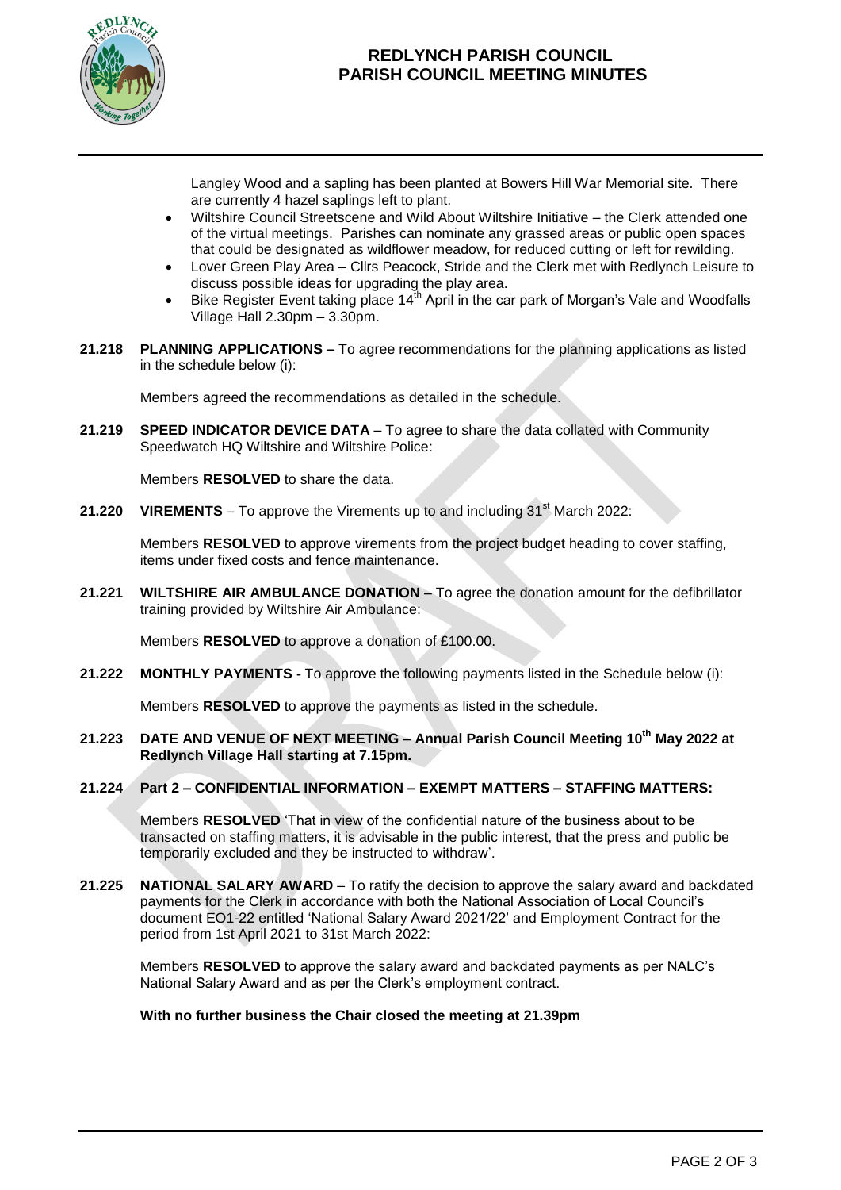Langley Wood and a sapling has been planted at Bowers Hill War Memorial site. There are currently 4 hazel saplings left to plant.

- Wiltshire Council Streetscene and Wild About Wiltshire Initiative – the Clerk attended one of the virtual meetings. Parishes can nominate any grassed areas or public open spaces that could be designated as wildflower meadow, for reduced cutting or left for rewilding.
- Lover Green Play Area – Cllrs Peacock, Stride and the Clerk met with Redlynch Leisure to discuss possible ideas for upgrading the play area.
- Bike Register Event taking place 14th April in the car park of Morgan's Vale and Woodfalls Village Hall 2.30pm – 3.30pm.

**21.218 PLANNING APPLICATIONS –** To agree recommendations for the planning applications as listed in the schedule below (i):

Members agreed the recommendations as detailed in the schedule.

**21.219 SPEED INDICATOR DEVICE DATA** – To agree to share the data collated with Community Speedwatch HQ Wiltshire and Wiltshire Police:

Members **RESOLVED** to share the data.

**21.220 VIREMENTS** – To approve the Virements up to and including 31st March 2022:

Members **RESOLVED** to approve virements from the project budget heading to cover staffing, items under fixed costs and fence maintenance.

**21.221 WILTSHIRE AIR AMBULANCE DONATION –** To agree the donation amount for the defibrillator training provided by Wiltshire Air Ambulance:

Members **RESOLVED** to approve a donation of £100.00.

**21.222 MONTHLY PAYMENTS -** To approve the following payments listed in the Schedule below (i):

Members **RESOLVED** to approve the payments as listed in the schedule.

**21.223 DATE AND VENUE OF NEXT MEETING – Annual Parish Council Meeting 10th May 2022 at Redlynch Village Hall starting at 7.15pm.**

**21.224 Part 2 – CONFIDENTIAL INFORMATION – EXEMPT MATTERS – STAFFING MATTERS:**

Members **RESOLVED** 'That in view of the confidential nature of the business about to be transacted on staffing matters, it is advisable in the public interest, that the press and public be temporarily excluded and they be instructed to withdraw'.

**21.225 NATIONAL SALARY AWARD** – To ratify the decision to approve the salary award and backdated payments for the Clerk in accordance with both the National Association of Local Council's document EO1-22 entitled 'National Salary Award 2021/22' and Employment Contract for the period from 1st April 2021 to 31st March 2022:

Members **RESOLVED** to approve the salary award and backdated payments as per NALC's National Salary Award and as per the Clerk's employment contract.

**With no further business the Chair closed the meeting at 21.39pm**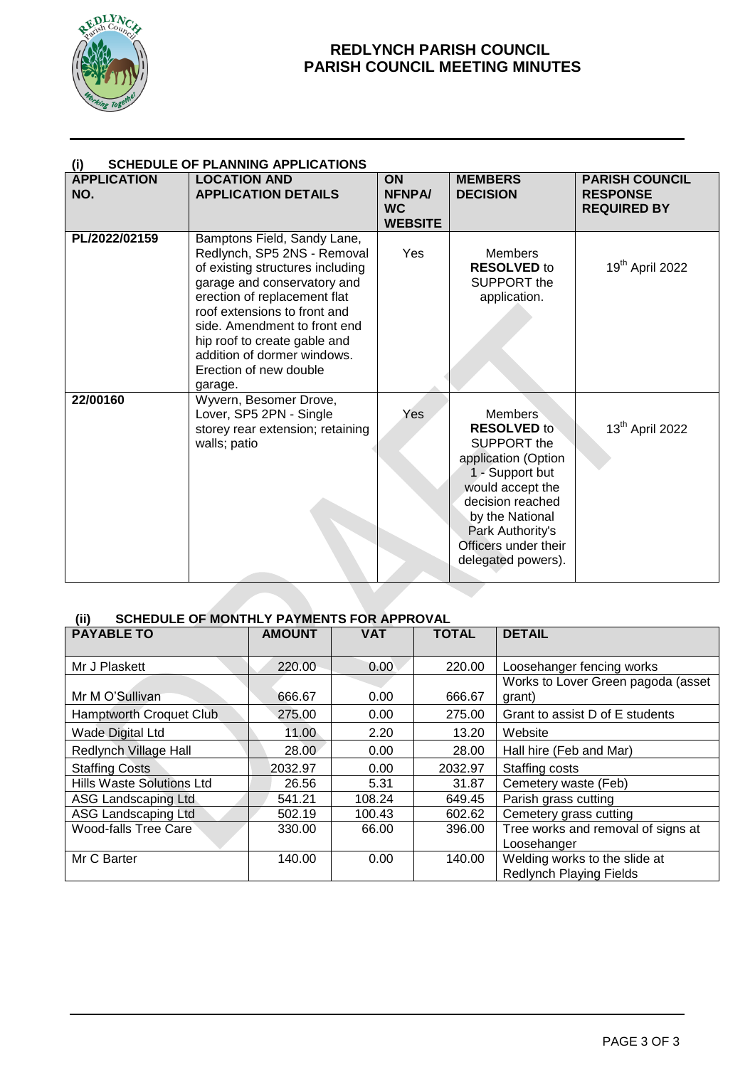# REDLYNCH PARISH COUNCIL
# PARISH COUNCIL MEETING MINUTES

## (i) SCHEDULE OF PLANNING APPLICATIONS

| APPLICATION NO. | LOCATION AND APPLICATION DETAILS | ON NFNPA/ WC WEBSITE | MEMBERS DECISION | PARISH COUNCIL RESPONSE REQUIRED BY |
|---|---|---|---|---|
| PL/2022/02159 | Bamptons Field, Sandy Lane, Redlynch, SP5 2NS - Removal of existing structures including garage and conservatory and erection of replacement flat roof extensions to front and side. Amendment to front end hip roof to create gable and addition of dormer windows. Erection of new double garage. | Yes | Members **RESOLVED** to SUPPORT the application. | 19th April 2022 |
| 22/00160 | Wyvern, Besomer Drove, Lover, SP5 2PN - Single storey rear extension; retaining walls; patio | Yes | Members **RESOLVED** to SUPPORT the application (Option 1 - Support but would accept the decision reached by the National Park Authority's Officers under their delegated powers). | 13th April 2022 |

## (ii) SCHEDULE OF MONTHLY PAYMENTS FOR APPROVAL

| PAYABLE TO | AMOUNT | VAT | TOTAL | DETAIL |
|---|---|---|---|---|
| Mr J Plaskett | 220.00 | 0.00 | 220.00 | Loosehanger fencing works |
| Mr M O'Sullivan | 666.67 | 0.00 | 666.67 | Works to Lover Green pagoda (asset grant) |
| Hamptworth Croquet Club | 275.00 | 0.00 | 275.00 | Grant to assist D of E students |
| Wade Digital Ltd | 11.00 | 2.20 | 13.20 | Website |
| Redlynch Village Hall | 28.00 | 0.00 | 28.00 | Hall hire (Feb and Mar) |
| Staffing Costs | 2032.97 | 0.00 | 2032.97 | Staffing costs |
| Hills Waste Solutions Ltd | 26.56 | 5.31 | 31.87 | Cemetery waste (Feb) |
| ASG Landscaping Ltd | 541.21 | 108.24 | 649.45 | Parish grass cutting |
| ASG Landscaping Ltd | 502.19 | 100.43 | 602.62 | Cemetery grass cutting |
| Wood-falls Tree Care | 330.00 | 66.00 | 396.00 | Tree works and removal of signs at Loosehanger |
| Mr C Barter | 140.00 | 0.00 | 140.00 | Welding works to the slide at Redlynch Playing Fields |